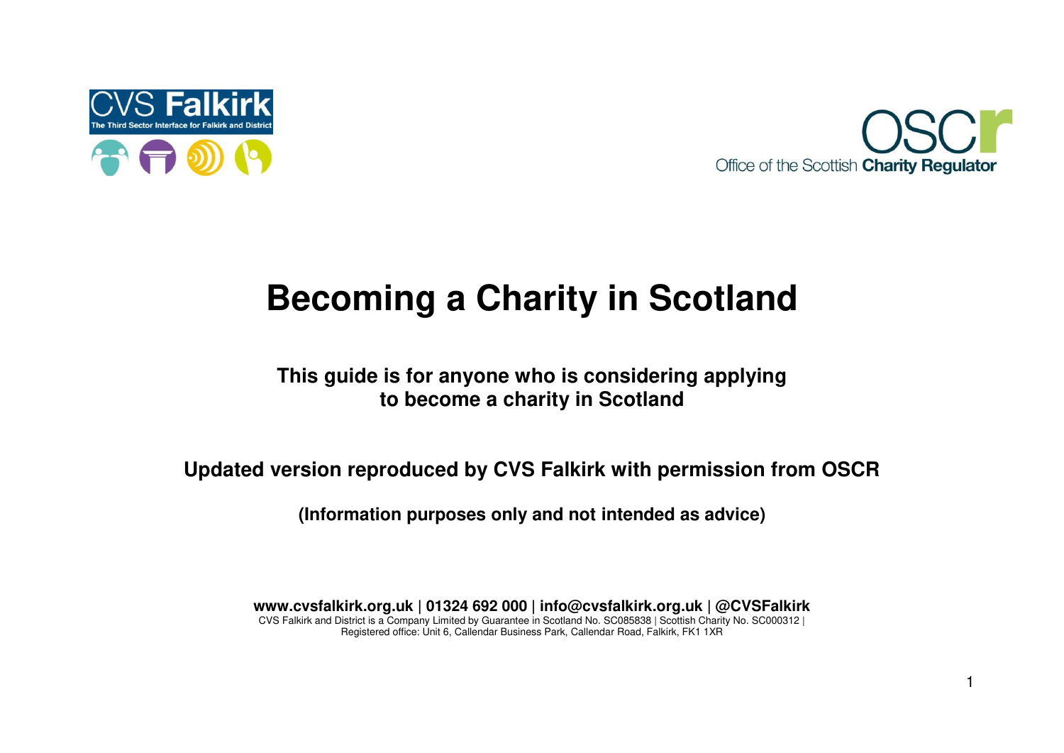CVS Falkirk

The Third Sector Interface for Falkirk and District

OSCR

Office of the Scottish Charity Regulator

# Becoming a Charity in Scotland

**This guide is for anyone who is considering applying to become a charity in Scotland**

**Updated version reproduced by CVS Falkirk with permission from OSCR**

**(Information purposes only and not intended as advice)**

**www.cvsfalkirk.org.uk | 01324 692 000 | info@cvsfalkirk.org.uk | @CVSFalkirk**

CVS Falkirk and District is a Company Limited by Guarantee in Scotland No. SC085838 | Scottish Charity No. SC000312 | Registered office: Unit 6, Callendar Business Park, Callendar Road, Falkirk, FK1 1XR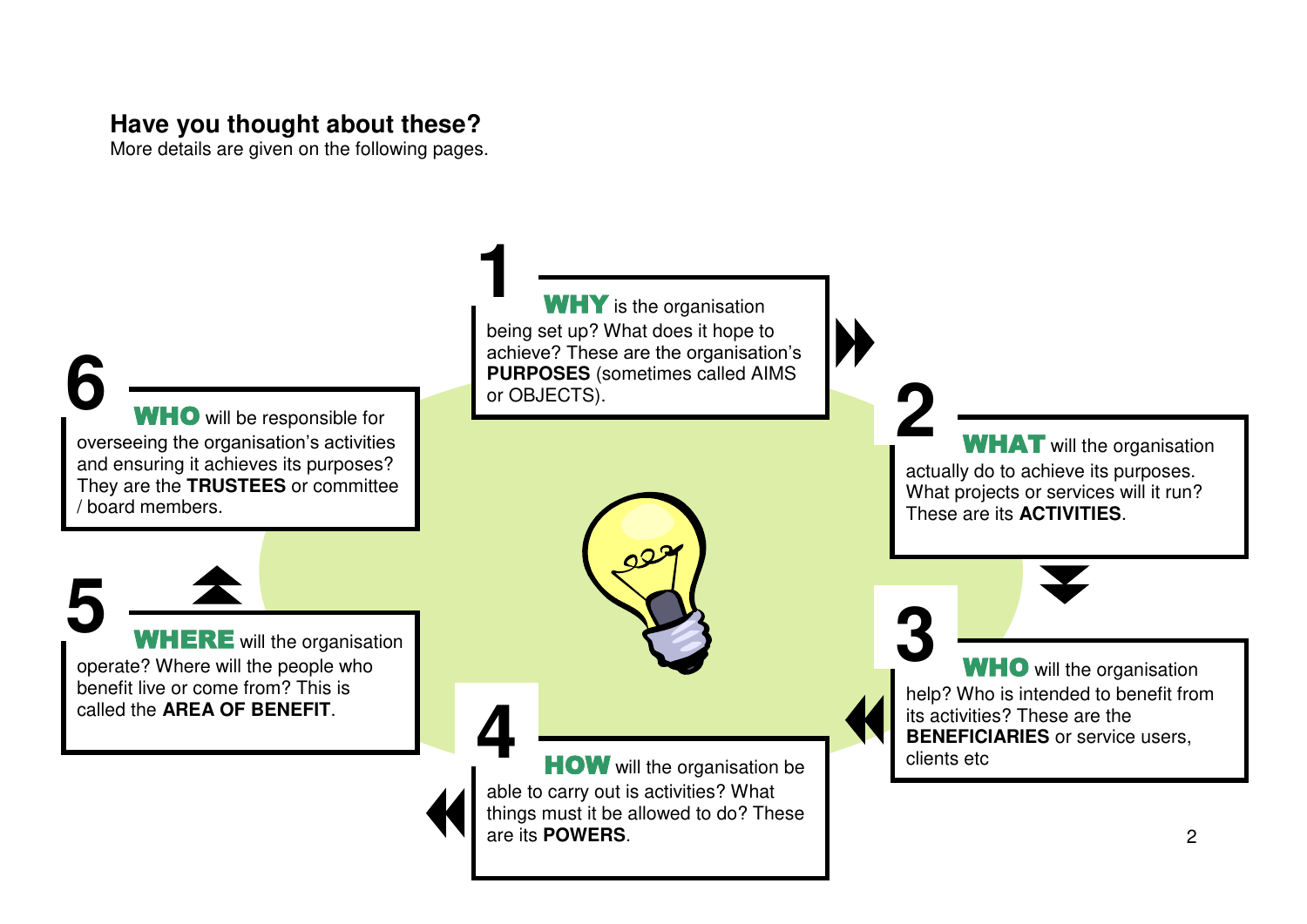**Have you thought about these?**
More details are given on the following pages.

**1** **WHY** is the organisation being set up? What does it hope to achieve? These are the organisation's **PURPOSES** (sometimes called AIMS or OBJECTS).

**2** **WHAT** will the organisation actually do to achieve its purposes. What projects or services will it run? These are its **ACTIVITIES**.

**3** **WHO** will the organisation help? Who is intended to benefit from its activities? These are the **BENEFICIARIES** or service users, clients etc

**4** **HOW** will the organisation be able to carry out is activities? What things must it be allowed to do? These are its **POWERS**.

**5** **WHERE** will the organisation operate? Where will the people who benefit live or come from? This is called the **AREA OF BENEFIT**.

**6** **WHO** will be responsible for overseeing the organisation's activities and ensuring it achieves its purposes? They are the **TRUSTEES** or committee / board members.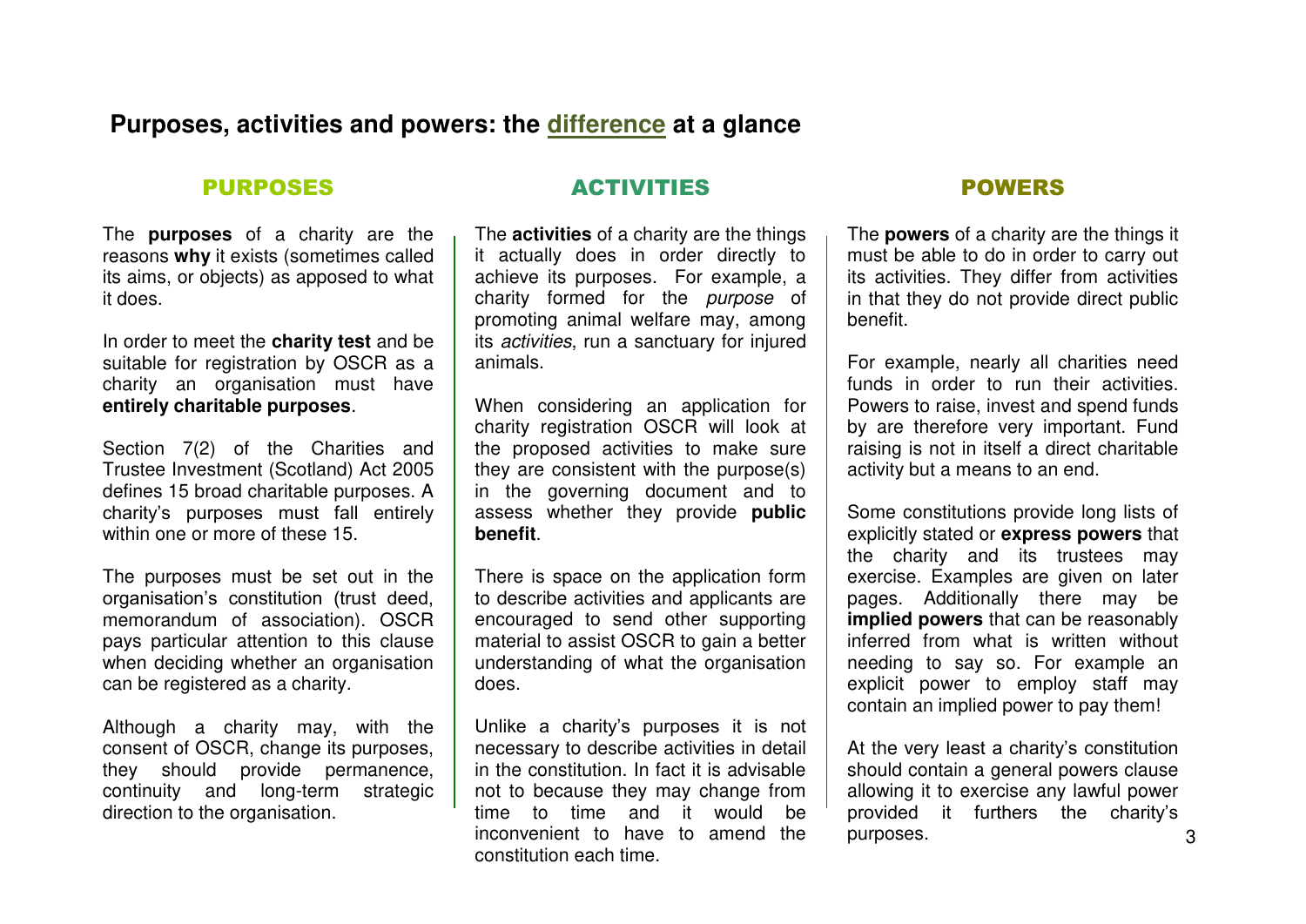## Purposes, activities and powers: the difference at a glance

### PURPOSES

The **purposes** of a charity are the reasons **why** it exists (sometimes called its aims, or objects) as apposed to what it does.

In order to meet the **charity test** and be suitable for registration by OSCR as a charity an organisation must have **entirely charitable purposes**.

Section 7(2) of the Charities and Trustee Investment (Scotland) Act 2005 defines 15 broad charitable purposes. A charity's purposes must fall entirely within one or more of these 15.

The purposes must be set out in the organisation's constitution (trust deed, memorandum of association). OSCR pays particular attention to this clause when deciding whether an organisation can be registered as a charity.

Although a charity may, with the consent of OSCR, change its purposes, they should provide permanence, continuity and long-term strategic direction to the organisation.

### ACTIVITIES

The **activities** of a charity are the things it actually does in order directly to achieve its purposes. For example, a charity formed for the *purpose* of promoting animal welfare may, among its *activities*, run a sanctuary for injured animals.

When considering an application for charity registration OSCR will look at the proposed activities to make sure they are consistent with the purpose(s) in the governing document and to assess whether they provide **public benefit**.

There is space on the application form to describe activities and applicants are encouraged to send other supporting material to assist OSCR to gain a better understanding of what the organisation does.

Unlike a charity's purposes it is not necessary to describe activities in detail in the constitution. In fact it is advisable not to because they may change from time to time and it would be inconvenient to have to amend the constitution each time.

### POWERS

The **powers** of a charity are the things it must be able to do in order to carry out its activities. They differ from activities in that they do not provide direct public benefit.

For example, nearly all charities need funds in order to run their activities. Powers to raise, invest and spend funds by are therefore very important. Fund raising is not in itself a direct charitable activity but a means to an end.

Some constitutions provide long lists of explicitly stated or **express powers** that the charity and its trustees may exercise. Examples are given on later pages. Additionally there may be **implied powers** that can be reasonably inferred from what is written without needing to say so. For example an explicit power to employ staff may contain an implied power to pay them!

At the very least a charity's constitution should contain a general powers clause allowing it to exercise any lawful power provided it furthers the charity's purposes.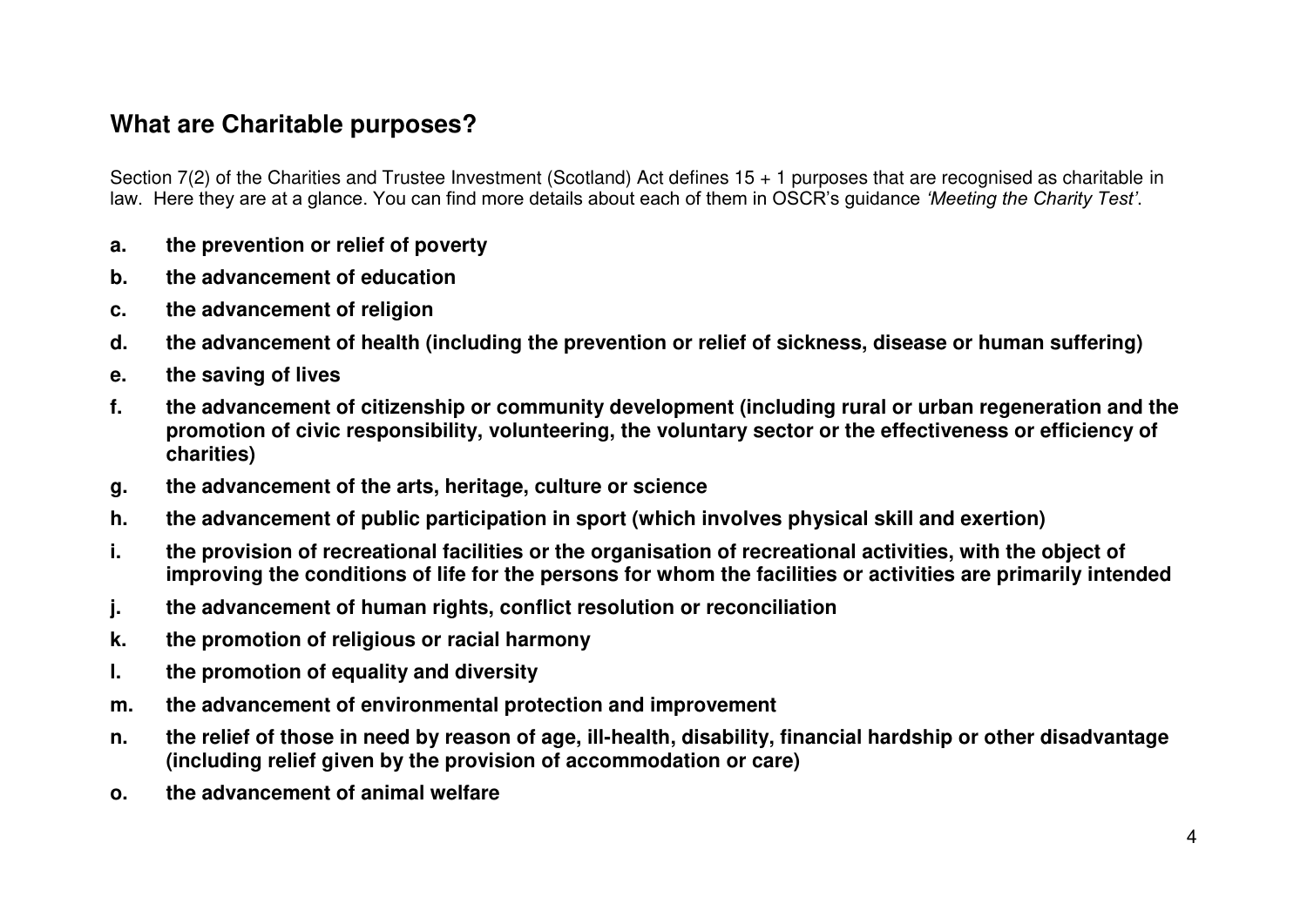## What are Charitable purposes?

Section 7(2) of the Charities and Trustee Investment (Scotland) Act defines 15 + 1 purposes that are recognised as charitable in law. Here they are at a glance. You can find more details about each of them in OSCR's guidance *'Meeting the Charity Test'*.

- **a. the prevention or relief of poverty**
- **b. the advancement of education**
- **c. the advancement of religion**
- **d. the advancement of health (including the prevention or relief of sickness, disease or human suffering)**
- **e. the saving of lives**
- **f. the advancement of citizenship or community development (including rural or urban regeneration and the promotion of civic responsibility, volunteering, the voluntary sector or the effectiveness or efficiency of charities)**
- **g. the advancement of the arts, heritage, culture or science**
- **h. the advancement of public participation in sport (which involves physical skill and exertion)**
- **i. the provision of recreational facilities or the organisation of recreational activities, with the object of improving the conditions of life for the persons for whom the facilities or activities are primarily intended**
- **j. the advancement of human rights, conflict resolution or reconciliation**
- **k. the promotion of religious or racial harmony**
- **l. the promotion of equality and diversity**
- **m. the advancement of environmental protection and improvement**
- **n. the relief of those in need by reason of age, ill-health, disability, financial hardship or other disadvantage (including relief given by the provision of accommodation or care)**
- **o. the advancement of animal welfare**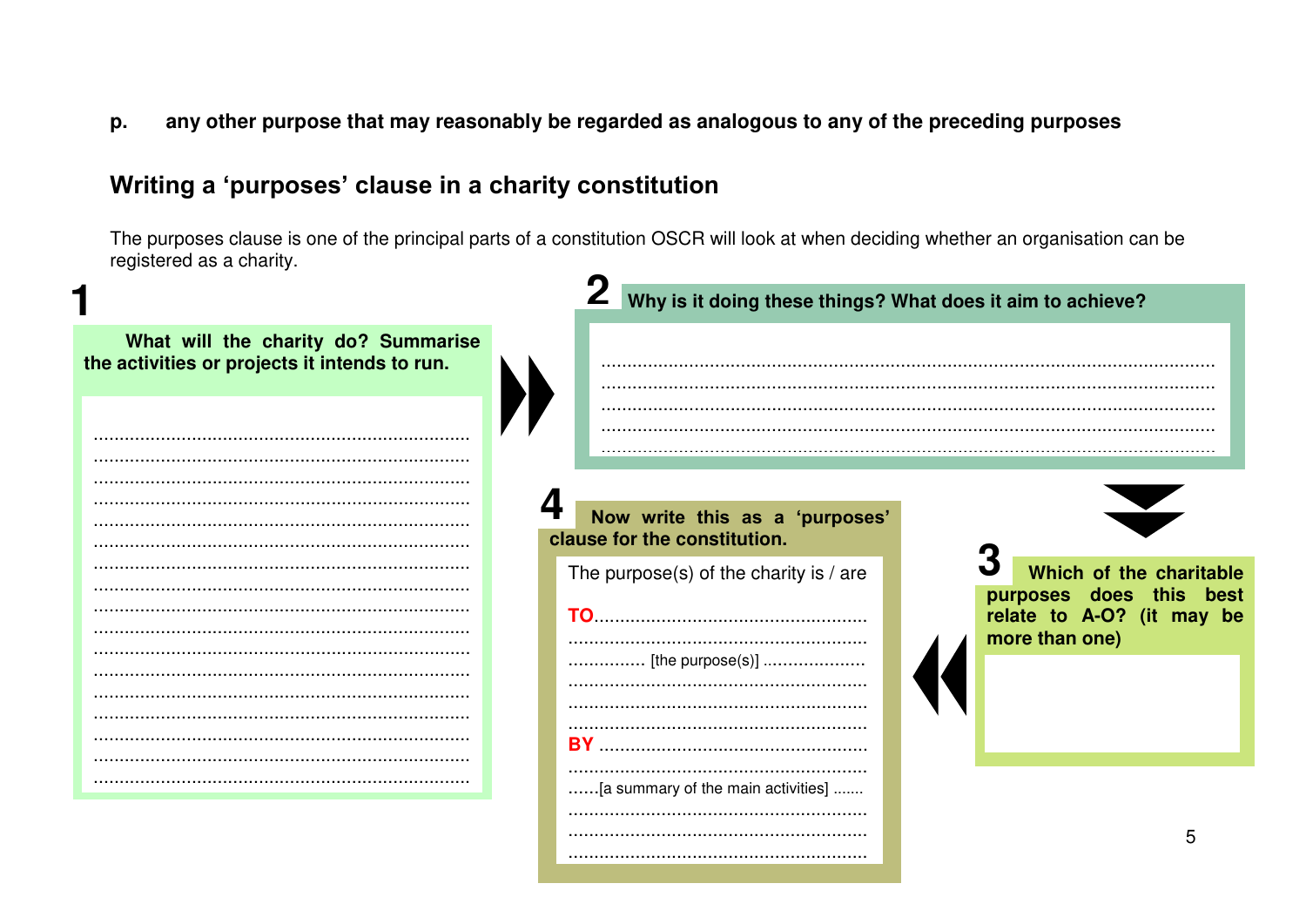**p. any other purpose that may reasonably be regarded as analogous to any of the preceding purposes**

## Writing a 'purposes' clause in a charity constitution

The purposes clause is one of the principal parts of a constitution OSCR will look at when deciding whether an organisation can be registered as a charity.

**1**

**What will the charity do? Summarise the activities or projects it intends to run.**

........................................................................
........................................................................
........................................................................
........................................................................
........................................................................
........................................................................
........................................................................
........................................................................
........................................................................
........................................................................
........................................................................
........................................................................
........................................................................
........................................................................
........................................................................
........................................................................
........................................................................

**2**

**Why is it doing these things? What does it aim to achieve?**

........................................................................................................................
........................................................................................................................
........................................................................................................................
........................................................................................................................
........................................................................................................................

**3**

**Which of the charitable purposes does this best relate to A-O? (it may be more than one)**

**4**

**Now write this as a 'purposes' clause for the constitution.**

The purpose(s) of the charity is / are

**TO**.....................................................
..........................................................
.............. [the purpose(s)] ....................
..........................................................
..........................................................
..........................................................
**BY** ...................................................
..........................................................
......[a summary of the main activities] .......
..........................................................
..........................................................
..........................................................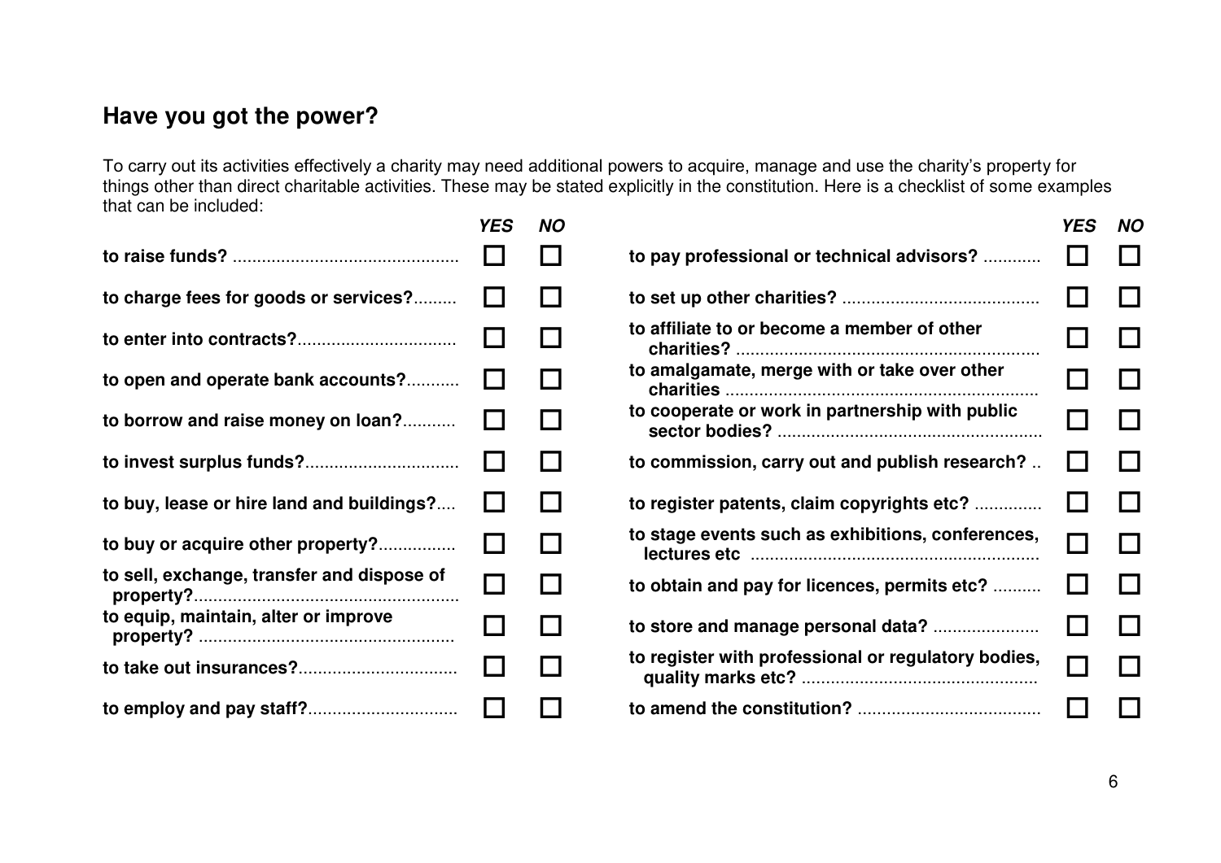## Have you got the power?

To carry out its activities effectively a charity may need additional powers to acquire, manage and use the charity's property for things other than direct charitable activities. These may be stated explicitly in the constitution. Here is a checklist of some examples that can be included:

| | *YES* | *NO* |
|---|---|---|
| **to raise funds?** | ☐ | ☐ |
| **to charge fees for goods or services?** | ☐ | ☐ |
| **to enter into contracts?** | ☐ | ☐ |
| **to open and operate bank accounts?** | ☐ | ☐ |
| **to borrow and raise money on loan?** | ☐ | ☐ |
| **to invest surplus funds?** | ☐ | ☐ |
| **to buy, lease or hire land and buildings?** | ☐ | ☐ |
| **to buy or acquire other property?** | ☐ | ☐ |
| **to sell, exchange, transfer and dispose of property?** | ☐ | ☐ |
| **to equip, maintain, alter or improve property?** | ☐ | ☐ |
| **to take out insurances?** | ☐ | ☐ |
| **to employ and pay staff?** | ☐ | ☐ |
| **to pay professional or technical advisors?** | ☐ | ☐ |
| **to set up other charities?** | ☐ | ☐ |
| **to affiliate to or become a member of other charities?** | ☐ | ☐ |
| **to amalgamate, merge with or take over other charities** | ☐ | ☐ |
| **to cooperate or work in partnership with public sector bodies?** | ☐ | ☐ |
| **to commission, carry out and publish research?** | ☐ | ☐ |
| **to register patents, claim copyrights etc?** | ☐ | ☐ |
| **to stage events such as exhibitions, conferences, lectures etc** | ☐ | ☐ |
| **to obtain and pay for licences, permits etc?** | ☐ | ☐ |
| **to store and manage personal data?** | ☐ | ☐ |
| **to register with professional or regulatory bodies, quality marks etc?** | ☐ | ☐ |
| **to amend the constitution?** | ☐ | ☐ |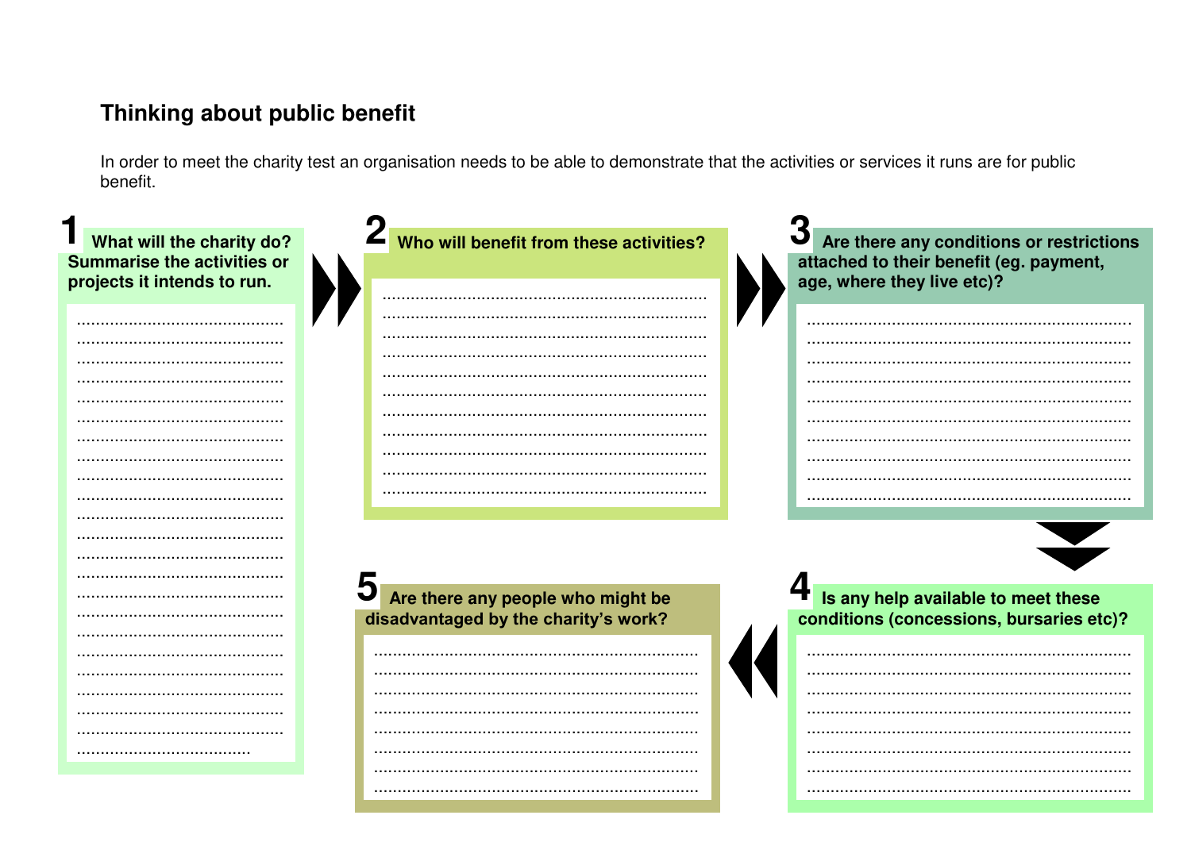## Thinking about public benefit

In order to meet the charity test an organisation needs to be able to demonstrate that the activities or services it runs are for public benefit.

**1 What will the charity do? Summarise the activities or projects it intends to run.**

............................................
............................................
............................................

**2 Who will benefit from these activities?**

............................................
............................................
............................................

**3 Are there any conditions or restrictions attached to their benefit (eg. payment, age, where they live etc)?**

............................................
............................................
............................................

**4 Is any help available to meet these conditions (concessions, bursaries etc)?**

............................................
............................................
............................................

**5 Are there any people who might be disadvantaged by the charity's work?**

............................................
............................................
............................................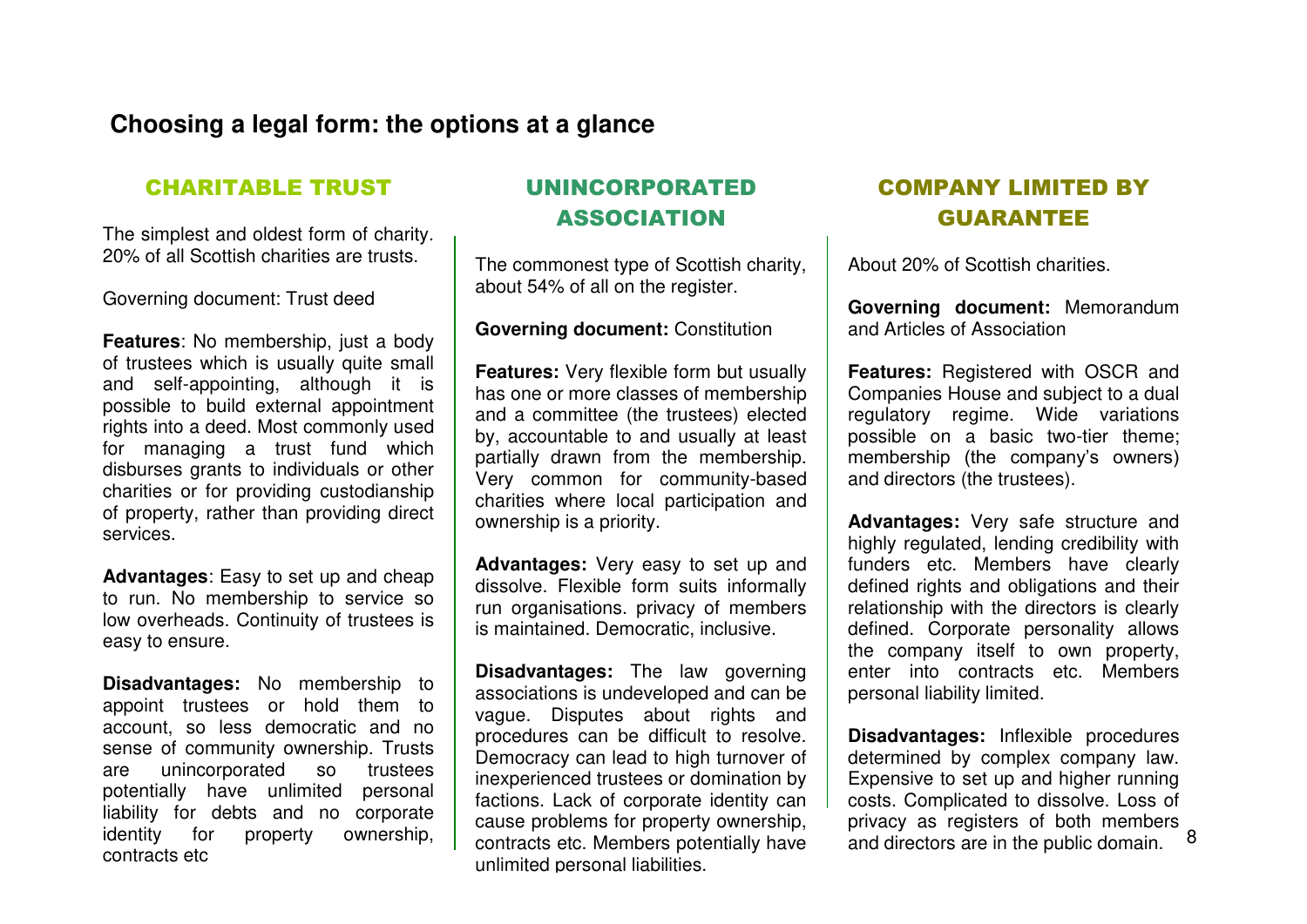## Choosing a legal form: the options at a glance

### CHARITABLE TRUST

The simplest and oldest form of charity. 20% of all Scottish charities are trusts.

Governing document: Trust deed

**Features**: No membership, just a body of trustees which is usually quite small and self-appointing, although it is possible to build external appointment rights into a deed. Most commonly used for managing a trust fund which disburses grants to individuals or other charities or for providing custodianship of property, rather than providing direct services.

**Advantages**: Easy to set up and cheap to run. No membership to service so low overheads. Continuity of trustees is easy to ensure.

**Disadvantages:** No membership to appoint trustees or hold them to account, so less democratic and no sense of community ownership. Trusts are unincorporated so trustees potentially have unlimited personal liability for debts and no corporate identity for property ownership, contracts etc

### UNINCORPORATED ASSOCIATION

The commonest type of Scottish charity, about 54% of all on the register.

**Governing document:** Constitution

**Features:** Very flexible form but usually has one or more classes of membership and a committee (the trustees) elected by, accountable to and usually at least partially drawn from the membership. Very common for community-based charities where local participation and ownership is a priority.

**Advantages:** Very easy to set up and dissolve. Flexible form suits informally run organisations. privacy of members is maintained. Democratic, inclusive.

**Disadvantages:** The law governing associations is undeveloped and can be vague. Disputes about rights and procedures can be difficult to resolve. Democracy can lead to high turnover of inexperienced trustees or domination by factions. Lack of corporate identity can cause problems for property ownership, contracts etc. Members potentially have unlimited personal liabilities.

### COMPANY LIMITED BY GUARANTEE

About 20% of Scottish charities.

**Governing document:** Memorandum and Articles of Association

**Features:** Registered with OSCR and Companies House and subject to a dual regulatory regime. Wide variations possible on a basic two-tier theme; membership (the company's owners) and directors (the trustees).

**Advantages:** Very safe structure and highly regulated, lending credibility with funders etc. Members have clearly defined rights and obligations and their relationship with the directors is clearly defined. Corporate personality allows the company itself to own property, enter into contracts etc. Members personal liability limited.

**Disadvantages:** Inflexible procedures determined by complex company law. Expensive to set up and higher running costs. Complicated to dissolve. Loss of privacy as registers of both members and directors are in the public domain.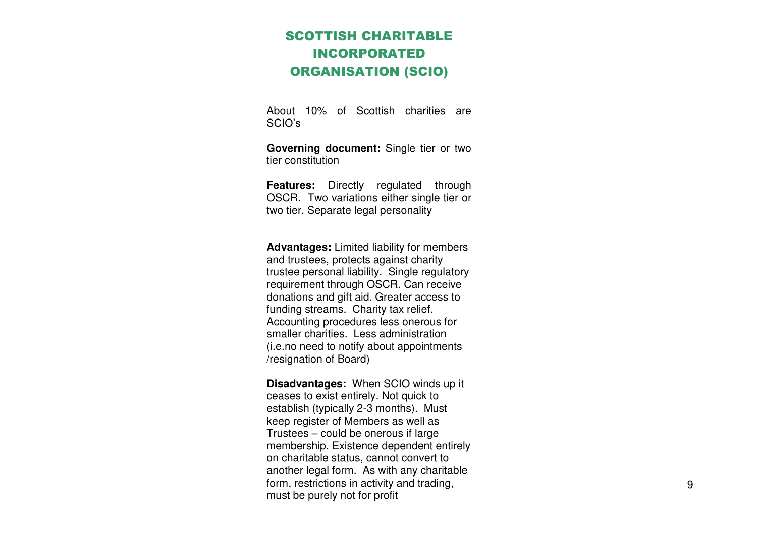# SCOTTISH CHARITABLE INCORPORATED ORGANISATION (SCIO)

About 10% of Scottish charities are SCIO's

**Governing document:** Single tier or two tier constitution

**Features:** Directly regulated through OSCR. Two variations either single tier or two tier. Separate legal personality

**Advantages:** Limited liability for members and trustees, protects against charity trustee personal liability. Single regulatory requirement through OSCR. Can receive donations and gift aid. Greater access to funding streams. Charity tax relief. Accounting procedures less onerous for smaller charities. Less administration (i.e.no need to notify about appointments /resignation of Board)

**Disadvantages:** When SCIO winds up it ceases to exist entirely. Not quick to establish (typically 2-3 months). Must keep register of Members as well as Trustees – could be onerous if large membership. Existence dependent entirely on charitable status, cannot convert to another legal form. As with any charitable form, restrictions in activity and trading, must be purely not for profit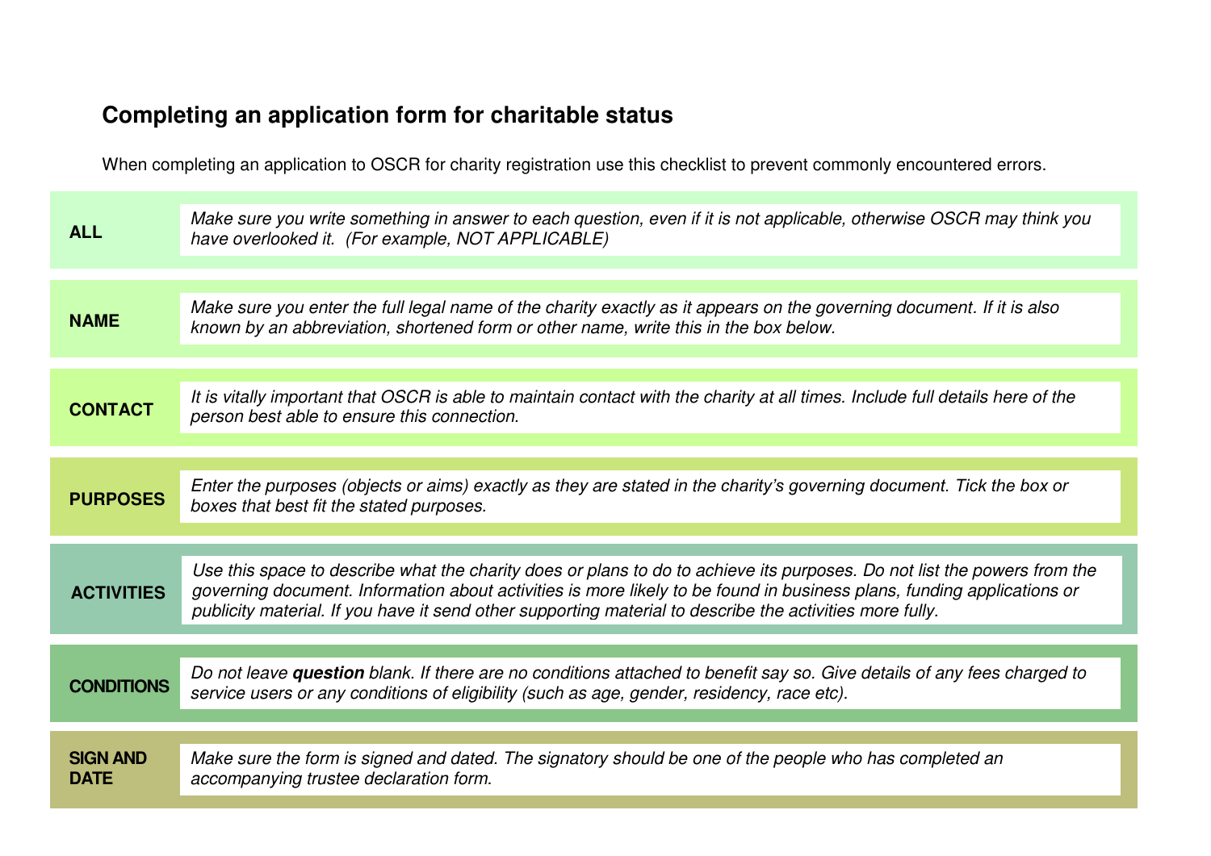## Completing an application form for charitable status

When completing an application to OSCR for charity registration use this checklist to prevent commonly encountered errors.

| | |
|---|---|
| **ALL** | *Make sure you write something in answer to each question, even if it is not applicable, otherwise OSCR may think you have overlooked it. (For example, NOT APPLICABLE)* |
| **NAME** | *Make sure you enter the full legal name of the charity exactly as it appears on the governing document. If it is also known by an abbreviation, shortened form or other name, write this in the box below.* |
| **CONTACT** | *It is vitally important that OSCR is able to maintain contact with the charity at all times. Include full details here of the person best able to ensure this connection.* |
| **PURPOSES** | *Enter the purposes (objects or aims) exactly as they are stated in the charity's governing document. Tick the box or boxes that best fit the stated purposes.* |
| **ACTIVITIES** | *Use this space to describe what the charity does or plans to do to achieve its purposes. Do not list the powers from the governing document. Information about activities is more likely to be found in business plans, funding applications or publicity material. If you have it send other supporting material to describe the activities more fully.* |
| **CONDITIONS** | *Do not leave **question** blank. If there are no conditions attached to benefit say so. Give details of any fees charged to service users or any conditions of eligibility (such as age, gender, residency, race etc).* |
| **SIGN AND DATE** | *Make sure the form is signed and dated. The signatory should be one of the people who has completed an accompanying trustee declaration form.* |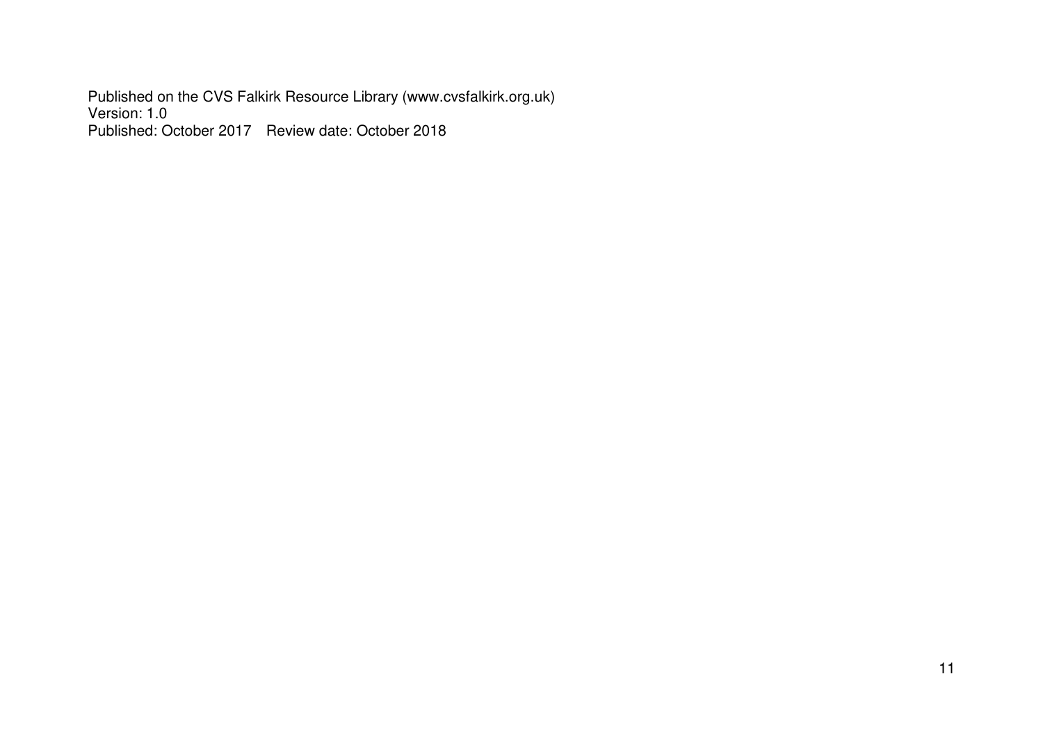Published on the CVS Falkirk Resource Library (www.cvsfalkirk.org.uk)
Version: 1.0
Published: October 2017    Review date: October 2018